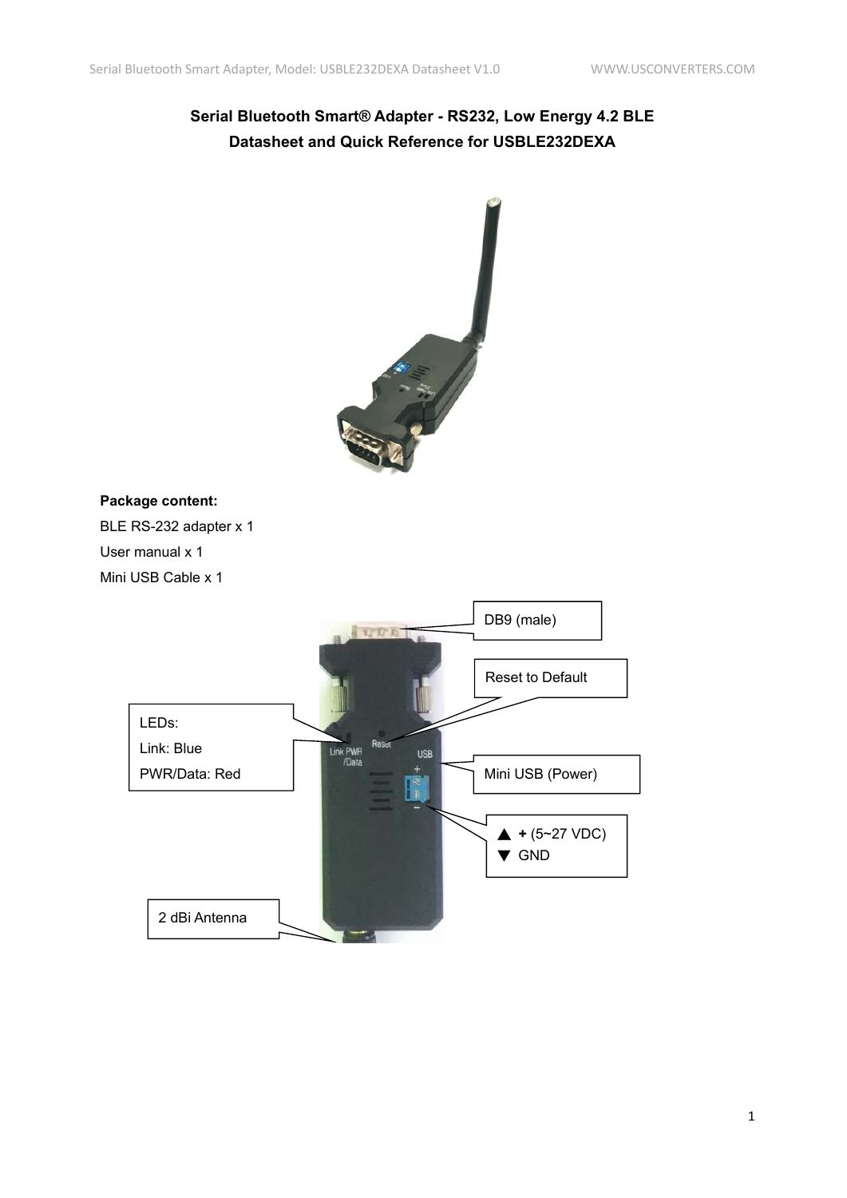# Serial Bluetooth Smart® Adapter - RS232, Low Energy 4.2 BLE

## Datasheet and Quick Reference for USBLE232DEXA

**Package content:**

BLE RS-232 adapter x 1

User manual x 1

Mini USB Cable x 1

DB9 (male)

Reset to Default

LEDs:

Link: Blue

PWR/Data: Red

Mini USB (Power)

▲ **+** (5~27 VDC)

▼ GND

2 dBi Antenna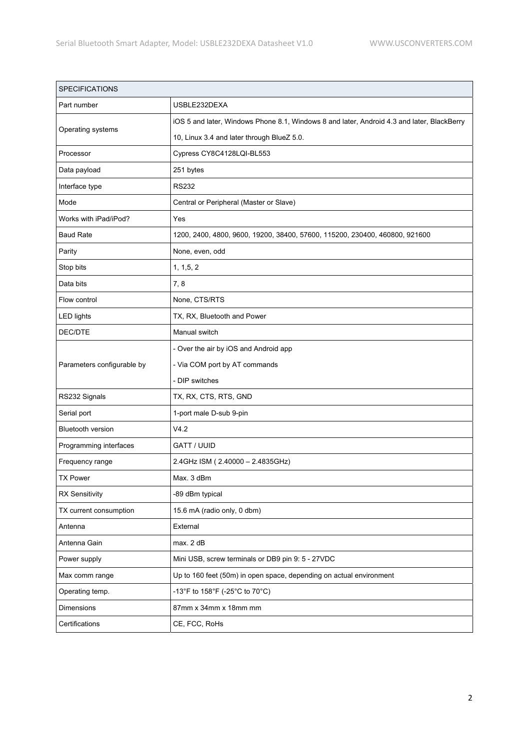| SPECIFICATIONS | |
|---|---|
| Part number | USBLE232DEXA |
| Operating systems | iOS 5 and later, Windows Phone 8.1, Windows 8 and later, Android 4.3 and later, BlackBerry 10, Linux 3.4 and later through BlueZ 5.0. |
| Processor | Cypress CY8C4128LQI-BL553 |
| Data payload | 251 bytes |
| Interface type | RS232 |
| Mode | Central or Peripheral (Master or Slave) |
| Works with iPad/iPod? | Yes |
| Baud Rate | 1200, 2400, 4800, 9600, 19200, 38400, 57600, 115200, 230400, 460800, 921600 |
| Parity | None, even, odd |
| Stop bits | 1, 1,5, 2 |
| Data bits | 7, 8 |
| Flow control | None, CTS/RTS |
| LED lights | TX, RX, Bluetooth and Power |
| DEC/DTE | Manual switch |
| Parameters configurable by | - Over the air by iOS and Android app<br>- Via COM port by AT commands<br>- DIP switches |
| RS232 Signals | TX, RX, CTS, RTS, GND |
| Serial port | 1-port male D-sub 9-pin |
| Bluetooth version | V4.2 |
| Programming interfaces | GATT / UUID |
| Frequency range | 2.4GHz ISM ( 2.40000 – 2.4835GHz) |
| TX Power | Max. 3 dBm |
| RX Sensitivity | -89 dBm typical |
| TX current consumption | 15.6 mA (radio only, 0 dbm) |
| Antenna | External |
| Antenna Gain | max. 2 dB |
| Power supply | Mini USB, screw terminals or DB9 pin 9: 5 - 27VDC |
| Max comm range | Up to 160 feet (50m) in open space, depending on actual environment |
| Operating temp. | -13°F to 158°F (-25°C to 70°C) |
| Dimensions | 87mm x 34mm x 18mm mm |
| Certifications | CE, FCC, RoHs |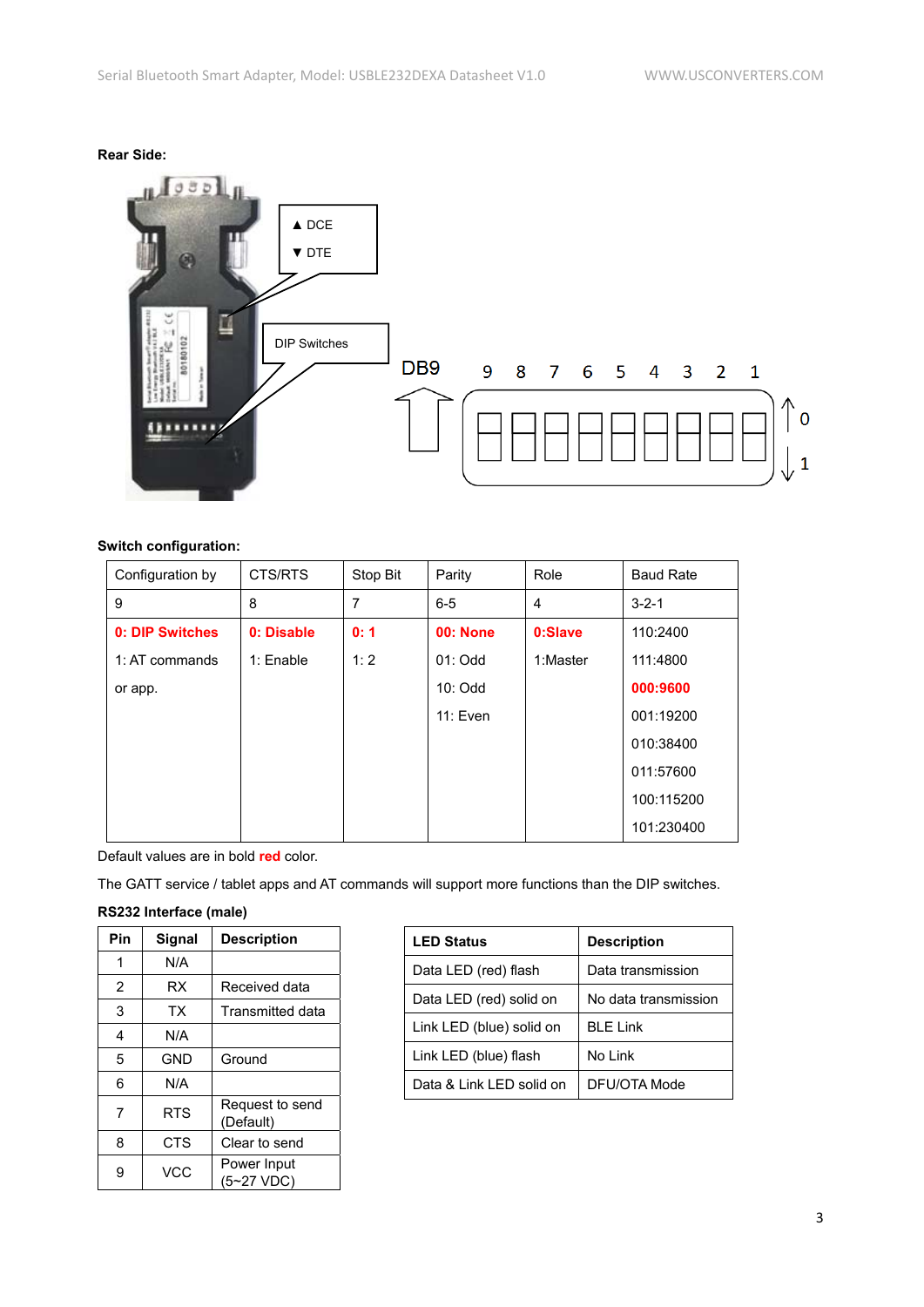**Rear Side:**

▲ DCE

▼ DTE

DIP Switches

DB9

9 8 7 6 5 4 3 2 1

0

1

**Switch configuration:**

| Configuration by | CTS/RTS | Stop Bit | Parity | Role | Baud Rate |
|---|---|---|---|---|---|
| 9 | 8 | 7 | 6-5 | 4 | 3-2-1 |
| **0: DIP Switches** | **0: Disable** | **0: 1** | **00: None** | **0:Slave** | 110:2400 |
| 1: AT commands | 1: Enable | 1: 2 | 01: Odd | 1:Master | 111:4800 |
| or app. | | | 10: Odd | | **000:9600** |
| | | | 11: Even | | 001:19200 |
| | | | | | 010:38400 |
| | | | | | 011:57600 |
| | | | | | 100:115200 |
| | | | | | 101:230400 |

Default values are in bold **red** color.

The GATT service / tablet apps and AT commands will support more functions than the DIP switches.

**RS232 Interface (male)**

| Pin | Signal | Description |
|---|---|---|
| 1 | N/A | |
| 2 | RX | Received data |
| 3 | TX | Transmitted data |
| 4 | N/A | |
| 5 | GND | Ground |
| 6 | N/A | |
| 7 | RTS | Request to send (Default) |
| 8 | CTS | Clear to send |
| 9 | VCC | Power Input (5~27 VDC) |

| **LED Status** | **Description** |
|---|---|
| Data LED (red) flash | Data transmission |
| Data LED (red) solid on | No data transmission |
| Link LED (blue) solid on | BLE Link |
| Link LED (blue) flash | No Link |
| Data & Link LED solid on | DFU/OTA Mode |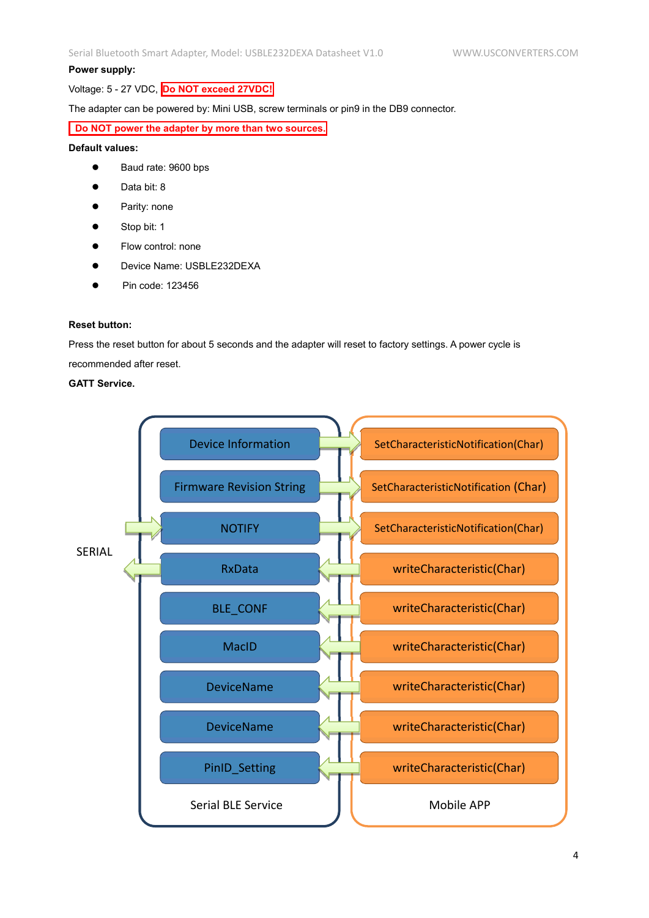**Power supply:**

Voltage: 5 - 27 VDC, **Do NOT exceed 27VDC!**

The adapter can be powered by: Mini USB, screw terminals or pin9 in the DB9 connector.

**Do NOT power the adapter by more than two sources.**

**Default values:**

- Baud rate: 9600 bps
- Data bit: 8
- Parity: none
- Stop bit: 1
- Flow control: none
- Device Name: USBLE232DEXA
- Pin code: 123456

**Reset button:**

Press the reset button for about 5 seconds and the adapter will reset to factory settings. A power cycle is recommended after reset.

**GATT Service.**

| SERIAL | Serial BLE Service | | Mobile APP |
|---|---|---|---|
| | Device Information | ← | SetCharacteristicNotification(Char) |
| | Firmware Revision String | ← | SetCharacteristicNotification (Char) |
| ← | NOTIFY | ← | SetCharacteristicNotification(Char) |
| → | RxData | ← | writeCharacteristic(Char) |
| | BLE_CONF | ← | writeCharacteristic(Char) |
| | MacID | ← | writeCharacteristic(Char) |
| | DeviceName | ← | writeCharacteristic(Char) |
| | DeviceName | ← | writeCharacteristic(Char) |
| | PinID_Setting | ← | writeCharacteristic(Char) |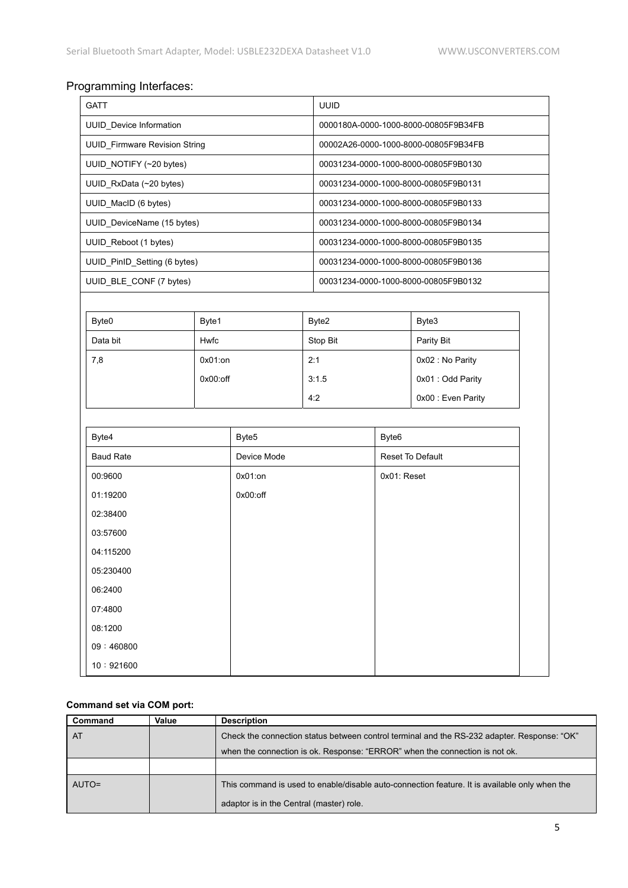## Programming Interfaces:

| GATT | UUID |
|---|---|
| UUID_Device Information | 0000180A-0000-1000-8000-00805F9B34FB |
| UUID_Firmware Revision String | 00002A26-0000-1000-8000-00805F9B34FB |
| UUID_NOTIFY (~20 bytes) | 00031234-0000-1000-8000-00805F9B0130 |
| UUID_RxData (~20 bytes) | 00031234-0000-1000-8000-00805F9B0131 |
| UUID_MacID (6 bytes) | 00031234-0000-1000-8000-00805F9B0133 |
| UUID_DeviceName (15 bytes) | 00031234-0000-1000-8000-00805F9B0134 |
| UUID_Reboot (1 bytes) | 00031234-0000-1000-8000-00805F9B0135 |
| UUID_PinID_Setting (6 bytes) | 00031234-0000-1000-8000-00805F9B0136 |
| UUID_BLE_CONF (7 bytes) | 00031234-0000-1000-8000-00805F9B0132 |

| Byte0 | Byte1 | Byte2 | Byte3 |
|---|---|---|---|
| Data bit | Hwfc | Stop Bit | Parity Bit |
| 7,8 | 0x01:on<br>0x00:off | 2:1<br>3:1.5<br>4:2 | 0x02 : No Parity<br>0x01 : Odd Parity<br>0x00 : Even Parity |

| Byte4 | Byte5 | Byte6 |
|---|---|---|
| Baud Rate | Device Mode | Reset To Default |
| 00:9600<br>01:19200<br>02:38400<br>03:57600<br>04:115200<br>05:230400<br>06:2400<br>07:4800<br>08:1200<br>09：460800<br>10：921600 | 0x01:on<br>0x00:off | 0x01: Reset |

**Command set via COM port:**

| Command | Value | Description |
|---|---|---|
| AT | | Check the connection status between control terminal and the RS-232 adapter. Response: “OK” when the connection is ok. Response: “ERROR” when the connection is not ok. |
| | | |
| AUTO= | | This command is used to enable/disable auto-connection feature. It is available only when the adaptor is in the Central (master) role. |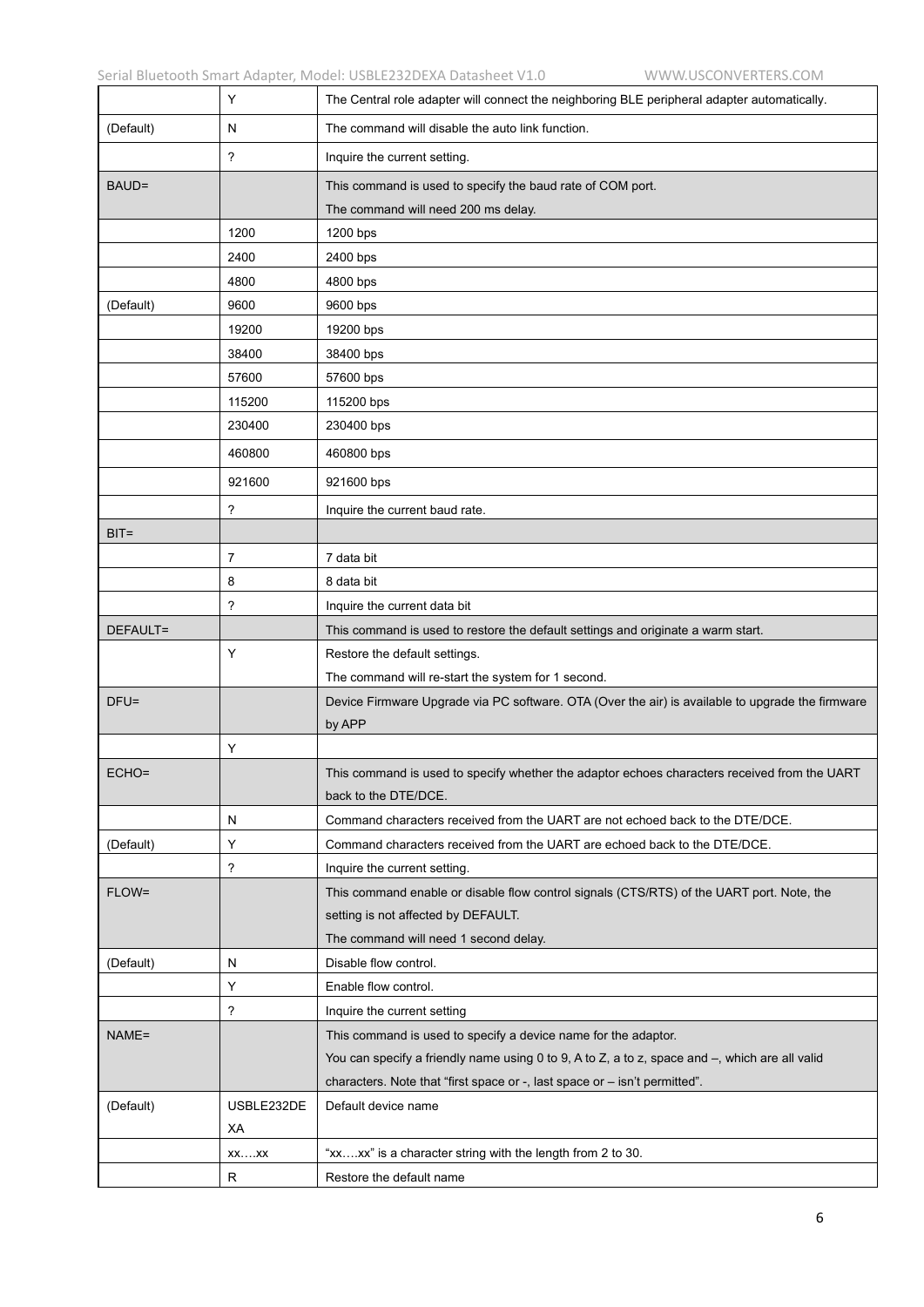|  |  |  |
| --- | --- | --- |
|  | Y | The Central role adapter will connect the neighboring BLE peripheral adapter automatically. |
| (Default) | N | The command will disable the auto link function. |
|  | ? | Inquire the current setting. |
| BAUD= |  | This command is used to specify the baud rate of COM port.<br>The command will need 200 ms delay. |
|  | 1200 | 1200 bps |
|  | 2400 | 2400 bps |
|  | 4800 | 4800 bps |
| (Default) | 9600 | 9600 bps |
|  | 19200 | 19200 bps |
|  | 38400 | 38400 bps |
|  | 57600 | 57600 bps |
|  | 115200 | 115200 bps |
|  | 230400 | 230400 bps |
|  | 460800 | 460800 bps |
|  | 921600 | 921600 bps |
|  | ? | Inquire the current baud rate. |
| BIT= |  |  |
|  | 7 | 7 data bit |
|  | 8 | 8 data bit |
|  | ? | Inquire the current data bit |
| DEFAULT= |  | This command is used to restore the default settings and originate a warm start. |
|  | Y | Restore the default settings.<br>The command will re-start the system for 1 second. |
| DFU= |  | Device Firmware Upgrade via PC software. OTA (Over the air) is available to upgrade the firmware by APP |
|  | Y |  |
| ECHO= |  | This command is used to specify whether the adaptor echoes characters received from the UART back to the DTE/DCE. |
|  | N | Command characters received from the UART are not echoed back to the DTE/DCE. |
| (Default) | Y | Command characters received from the UART are echoed back to the DTE/DCE. |
|  | ? | Inquire the current setting. |
| FLOW= |  | This command enable or disable flow control signals (CTS/RTS) of the UART port. Note, the setting is not affected by DEFAULT.<br>The command will need 1 second delay. |
| (Default) | N | Disable flow control. |
|  | Y | Enable flow control. |
|  | ? | Inquire the current setting |
| NAME= |  | This command is used to specify a device name for the adaptor.<br>You can specify a friendly name using 0 to 9, A to Z, a to z, space and –, which are all valid characters. Note that “first space or -, last space or – isn’t permitted”. |
| (Default) | USBLE232DEXA | Default device name |
|  | xx….xx | “xx….xx” is a character string with the length from 2 to 30. |
|  | R | Restore the default name |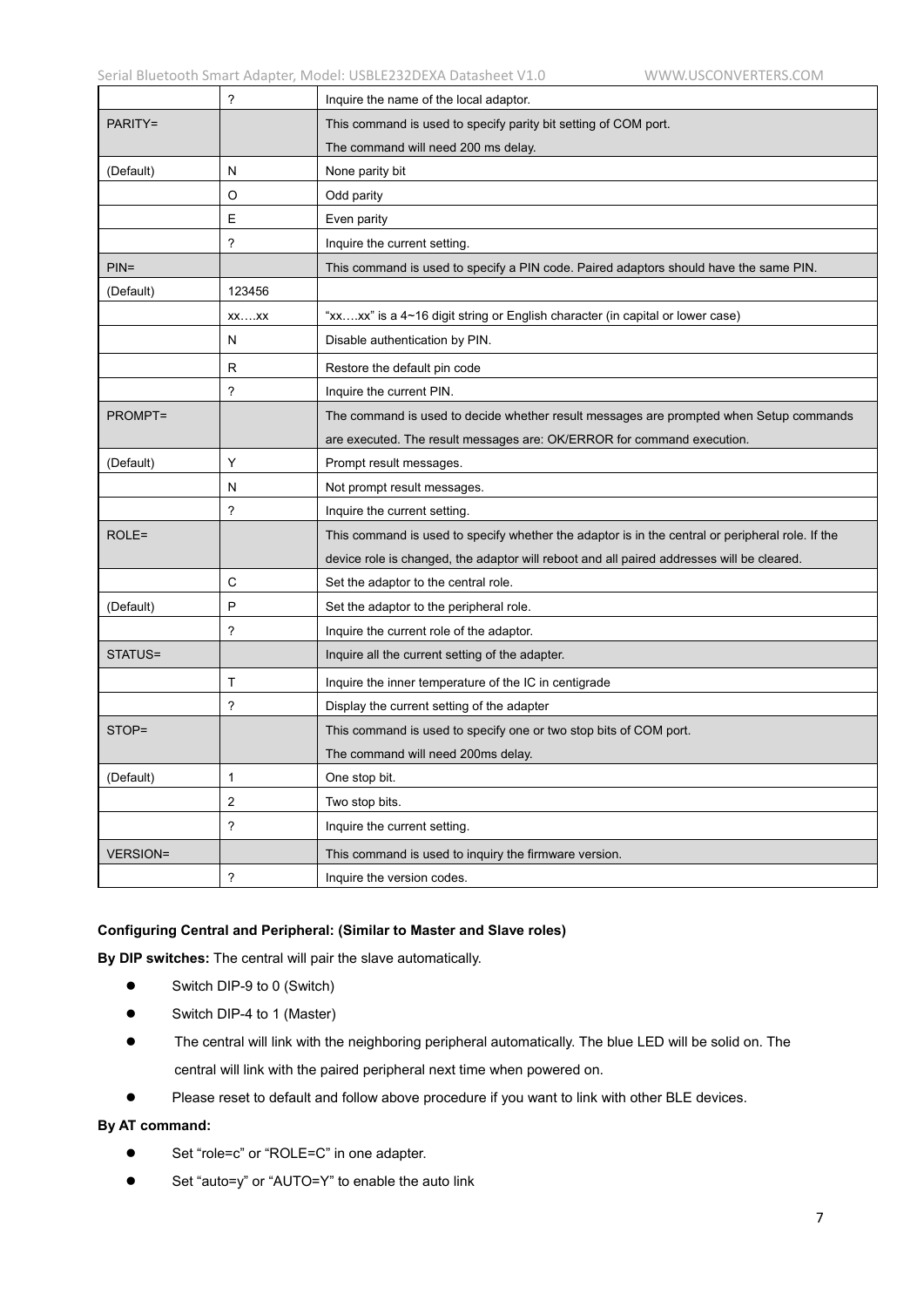| | ? | Inquire the name of the local adaptor. |
|---|---|---|
| PARITY= | | This command is used to specify parity bit setting of COM port. The command will need 200 ms delay. |
| (Default) | N | None parity bit |
| | O | Odd parity |
| | E | Even parity |
| | ? | Inquire the current setting. |
| PIN= | | This command is used to specify a PIN code. Paired adaptors should have the same PIN. |
| (Default) | 123456 | |
| | xx….xx | "xx….xx" is a 4~16 digit string or English character (in capital or lower case) |
| | N | Disable authentication by PIN. |
| | R | Restore the default pin code |
| | ? | Inquire the current PIN. |
| PROMPT= | | The command is used to decide whether result messages are prompted when Setup commands are executed. The result messages are: OK/ERROR for command execution. |
| (Default) | Y | Prompt result messages. |
| | N | Not prompt result messages. |
| | ? | Inquire the current setting. |
| ROLE= | | This command is used to specify whether the adaptor is in the central or peripheral role. If the device role is changed, the adaptor will reboot and all paired addresses will be cleared. |
| | C | Set the adaptor to the central role. |
| (Default) | P | Set the adaptor to the peripheral role. |
| | ? | Inquire the current role of the adaptor. |
| STATUS= | | Inquire all the current setting of the adapter. |
| | T | Inquire the inner temperature of the IC in centigrade |
| | ? | Display the current setting of the adapter |
| STOP= | | This command is used to specify one or two stop bits of COM port. The command will need 200ms delay. |
| (Default) | 1 | One stop bit. |
| | 2 | Two stop bits. |
| | ? | Inquire the current setting. |
| VERSION= | | This command is used to inquiry the firmware version. |
| | ? | Inquire the version codes. |

**Configuring Central and Peripheral: (Similar to Master and Slave roles)**

**By DIP switches:** The central will pair the slave automatically.

- Switch DIP-9 to 0 (Switch)
- Switch DIP-4 to 1 (Master)
- The central will link with the neighboring peripheral automatically. The blue LED will be solid on. The central will link with the paired peripheral next time when powered on.
- Please reset to default and follow above procedure if you want to link with other BLE devices.

**By AT command:**

- Set "role=c" or "ROLE=C" in one adapter.
- Set "auto=y" or "AUTO=Y" to enable the auto link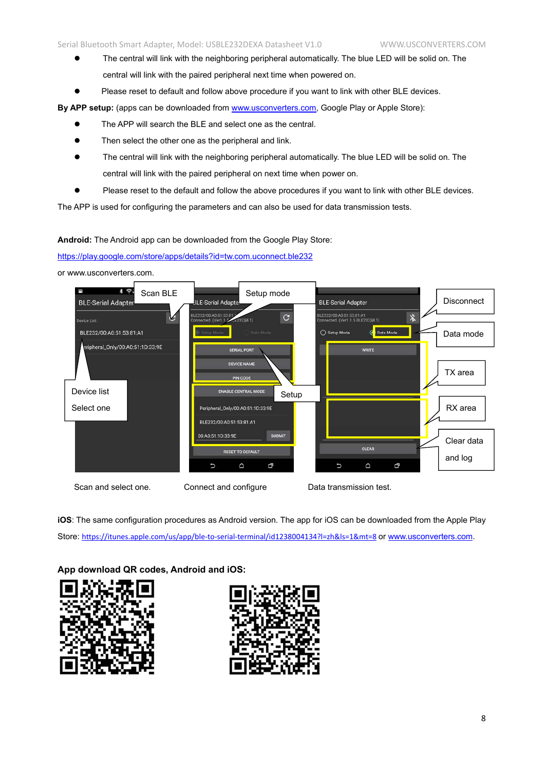- The central will link with the neighboring peripheral automatically. The blue LED will be solid on. The central will link with the paired peripheral next time when powered on.
- Please reset to default and follow above procedure if you want to link with other BLE devices.

**By APP setup:** (apps can be downloaded from www.usconverters.com, Google Play or Apple Store):

- The APP will search the BLE and select one as the central.
- Then select the other one as the peripheral and link.
- The central will link with the neighboring peripheral automatically. The blue LED will be solid on. The central will link with the paired peripheral on next time when power on.
- Please reset to the default and follow the above procedures if you want to link with other BLE devices.

The APP is used for configuring the parameters and can also be used for data transmission tests.

**Android:** The Android app can be downloaded from the Google Play Store:
https://play.google.com/store/apps/details?id=tw.com.uconnect.ble232
or www.usconverters.com.

Scan BLE
Setup mode
Disconnect
Data mode
TX area
RX area
Clear data and log
Device list
Select one
Setup

Scan and select one.
Connect and configure
Data transmission test.

**iOS**: The same configuration procedures as Android version. The app for iOS can be downloaded from the Apple Play Store: https://itunes.apple.com/us/app/ble-to-serial-terminal/id1238004134?l=zh&ls=1&mt=8 or www.usconverters.com.

**App download QR codes, Android and iOS:**